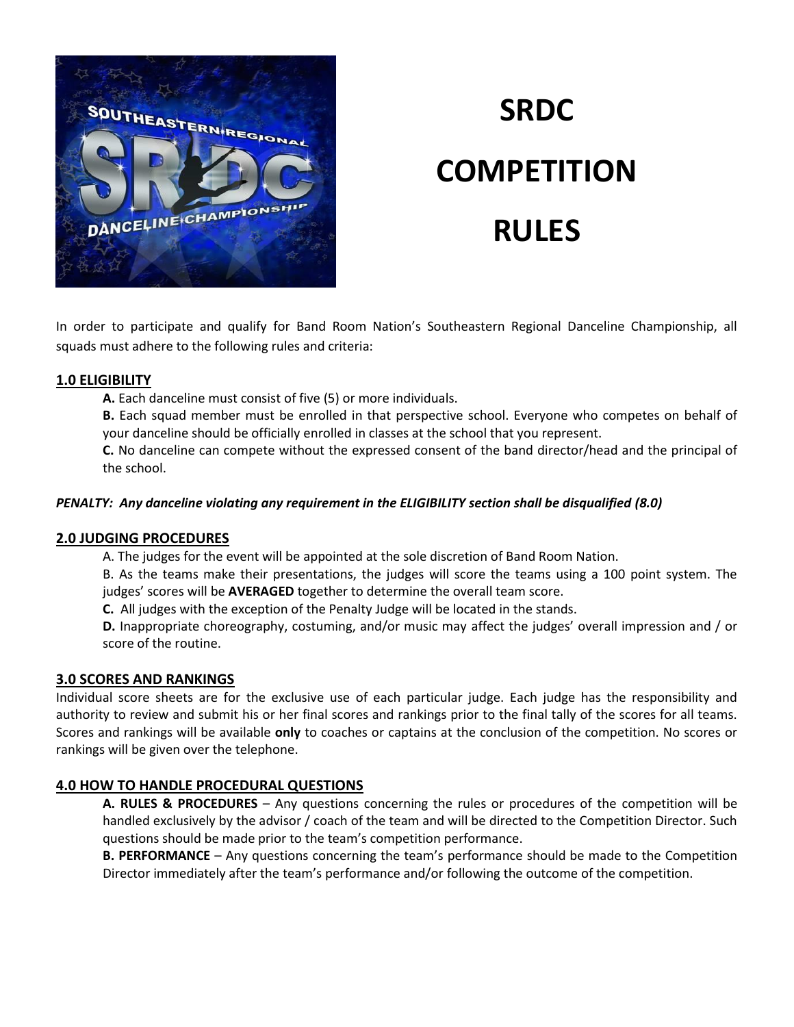# SRDC COMPETITION RULES

In order to participate and qualify for Band Room Nation's Southeastern Regional Danceline Championship, all squads must adhere to the following rules and criteria:

## 1.0 ELIGIBILITY

**A.** Each danceline must consist of five (5) or more individuals.

**B.** Each squad member must be enrolled in that perspective school. Everyone who competes on behalf of your danceline should be officially enrolled in classes at the school that you represent.

**C.** No danceline can compete without the expressed consent of the band director/head and the principal of the school.

***PENALTY: Any danceline violating any requirement in the ELIGIBILITY section shall be disqualified (8.0)***

## 2.0 JUDGING PROCEDURES

A. The judges for the event will be appointed at the sole discretion of Band Room Nation.

B. As the teams make their presentations, the judges will score the teams using a 100 point system. The judges' scores will be **AVERAGED** together to determine the overall team score.

**C.** All judges with the exception of the Penalty Judge will be located in the stands.

**D.** Inappropriate choreography, costuming, and/or music may affect the judges' overall impression and / or score of the routine.

## 3.0 SCORES AND RANKINGS

Individual score sheets are for the exclusive use of each particular judge. Each judge has the responsibility and authority to review and submit his or her final scores and rankings prior to the final tally of the scores for all teams. Scores and rankings will be available **only** to coaches or captains at the conclusion of the competition. No scores or rankings will be given over the telephone.

## 4.0 HOW TO HANDLE PROCEDURAL QUESTIONS

**A. RULES & PROCEDURES** – Any questions concerning the rules or procedures of the competition will be handled exclusively by the advisor / coach of the team and will be directed to the Competition Director. Such questions should be made prior to the team's competition performance.

**B. PERFORMANCE** – Any questions concerning the team's performance should be made to the Competition Director immediately after the team's performance and/or following the outcome of the competition.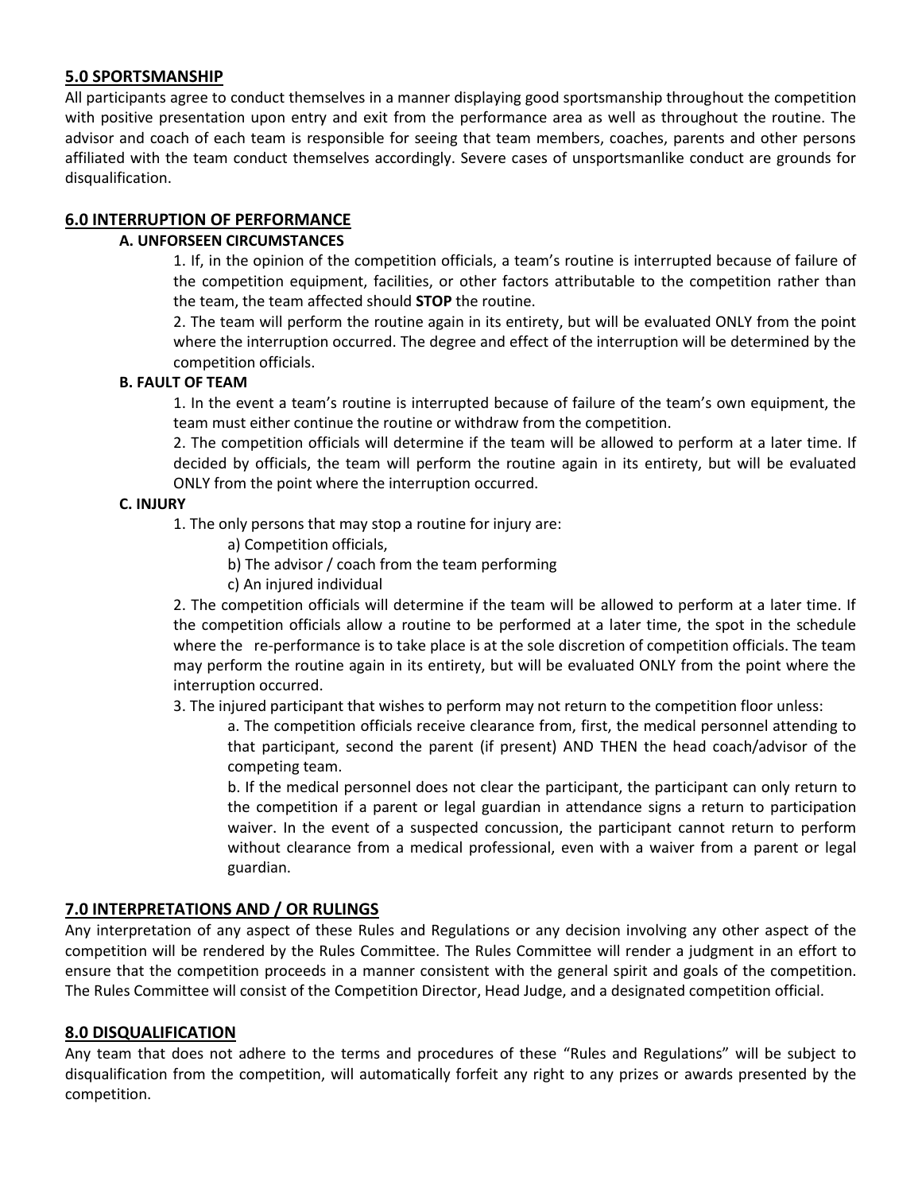## 5.0 SPORTSMANSHIP

All participants agree to conduct themselves in a manner displaying good sportsmanship throughout the competition with positive presentation upon entry and exit from the performance area as well as throughout the routine. The advisor and coach of each team is responsible for seeing that team members, coaches, parents and other persons affiliated with the team conduct themselves accordingly. Severe cases of unsportsmanlike conduct are grounds for disqualification.

## 6.0 INTERRUPTION OF PERFORMANCE

### A. UNFORSEEN CIRCUMSTANCES

1. If, in the opinion of the competition officials, a team's routine is interrupted because of failure of the competition equipment, facilities, or other factors attributable to the competition rather than the team, the team affected should **STOP** the routine.
2. The team will perform the routine again in its entirety, but will be evaluated ONLY from the point where the interruption occurred. The degree and effect of the interruption will be determined by the competition officials.

### B. FAULT OF TEAM

1. In the event a team's routine is interrupted because of failure of the team's own equipment, the team must either continue the routine or withdraw from the competition.
2. The competition officials will determine if the team will be allowed to perform at a later time. If decided by officials, the team will perform the routine again in its entirety, but will be evaluated ONLY from the point where the interruption occurred.

### C. INJURY

1. The only persons that may stop a routine for injury are:
   - a) Competition officials,
   - b) The advisor / coach from the team performing
   - c) An injured individual
2. The competition officials will determine if the team will be allowed to perform at a later time. If the competition officials allow a routine to be performed at a later time, the spot in the schedule where the re-performance is to take place is at the sole discretion of competition officials. The team may perform the routine again in its entirety, but will be evaluated ONLY from the point where the interruption occurred.
3. The injured participant that wishes to perform may not return to the competition floor unless:
   - a. The competition officials receive clearance from, first, the medical personnel attending to that participant, second the parent (if present) AND THEN the head coach/advisor of the competing team.
   - b. If the medical personnel does not clear the participant, the participant can only return to the competition if a parent or legal guardian in attendance signs a return to participation waiver. In the event of a suspected concussion, the participant cannot return to perform without clearance from a medical professional, even with a waiver from a parent or legal guardian.

## 7.0 INTERPRETATIONS AND / OR RULINGS

Any interpretation of any aspect of these Rules and Regulations or any decision involving any other aspect of the competition will be rendered by the Rules Committee. The Rules Committee will render a judgment in an effort to ensure that the competition proceeds in a manner consistent with the general spirit and goals of the competition. The Rules Committee will consist of the Competition Director, Head Judge, and a designated competition official.

## 8.0 DISQUALIFICATION

Any team that does not adhere to the terms and procedures of these "Rules and Regulations" will be subject to disqualification from the competition, will automatically forfeit any right to any prizes or awards presented by the competition.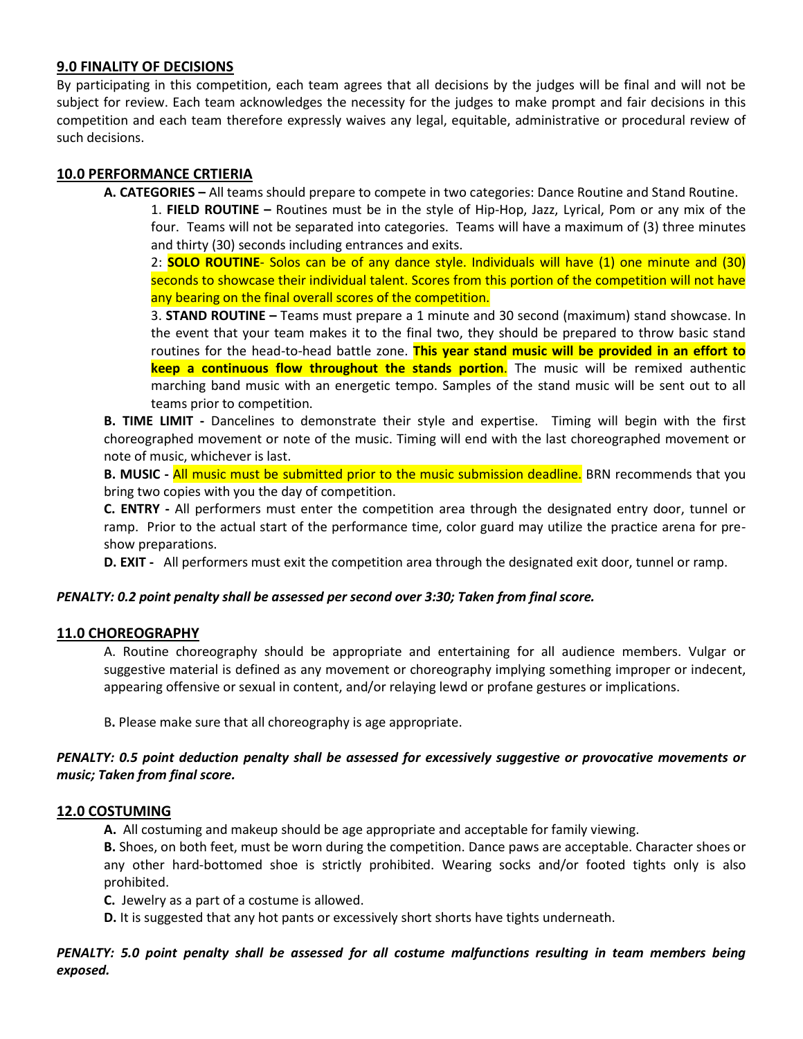## 9.0 FINALITY OF DECISIONS

By participating in this competition, each team agrees that all decisions by the judges will be final and will not be subject for review. Each team acknowledges the necessity for the judges to make prompt and fair decisions in this competition and each team therefore expressly waives any legal, equitable, administrative or procedural review of such decisions.

## 10.0 PERFORMANCE CRTIERIA

**A. CATEGORIES –** All teams should prepare to compete in two categories: Dance Routine and Stand Routine.

1. **FIELD ROUTINE –** Routines must be in the style of Hip-Hop, Jazz, Lyrical, Pom or any mix of the four. Teams will not be separated into categories. Teams will have a maximum of (3) three minutes and thirty (30) seconds including entrances and exits.

2: **SOLO ROUTINE**- Solos can be of any dance style. Individuals will have (1) one minute and (30) seconds to showcase their individual talent. Scores from this portion of the competition will not have any bearing on the final overall scores of the competition.

3. **STAND ROUTINE –** Teams must prepare a 1 minute and 30 second (maximum) stand showcase. In the event that your team makes it to the final two, they should be prepared to throw basic stand routines for the head-to-head battle zone. **This year stand music will be provided in an effort to keep a continuous flow throughout the stands portion**. The music will be remixed authentic marching band music with an energetic tempo. Samples of the stand music will be sent out to all teams prior to competition.

**B. TIME LIMIT -** Dancelines to demonstrate their style and expertise. Timing will begin with the first choreographed movement or note of the music. Timing will end with the last choreographed movement or note of music, whichever is last.

**B. MUSIC -** All music must be submitted prior to the music submission deadline. BRN recommends that you bring two copies with you the day of competition.

**C. ENTRY -** All performers must enter the competition area through the designated entry door, tunnel or ramp. Prior to the actual start of the performance time, color guard may utilize the practice arena for pre-show preparations.

**D. EXIT -** All performers must exit the competition area through the designated exit door, tunnel or ramp.

***PENALTY: 0.2 point penalty shall be assessed per second over 3:30; Taken from final score.***

## 11.0 CHOREOGRAPHY

A. Routine choreography should be appropriate and entertaining for all audience members. Vulgar or suggestive material is defined as any movement or choreography implying something improper or indecent, appearing offensive or sexual in content, and/or relaying lewd or profane gestures or implications.

B**.** Please make sure that all choreography is age appropriate.

***PENALTY: 0.5 point deduction penalty shall be assessed for excessively suggestive or provocative movements or music; Taken from final score.***

## 12.0 COSTUMING

**A.** All costuming and makeup should be age appropriate and acceptable for family viewing.

**B.** Shoes, on both feet, must be worn during the competition. Dance paws are acceptable. Character shoes or any other hard-bottomed shoe is strictly prohibited. Wearing socks and/or footed tights only is also prohibited.

**C.** Jewelry as a part of a costume is allowed.

**D.** It is suggested that any hot pants or excessively short shorts have tights underneath.

***PENALTY: 5.0 point penalty shall be assessed for all costume malfunctions resulting in team members being exposed.***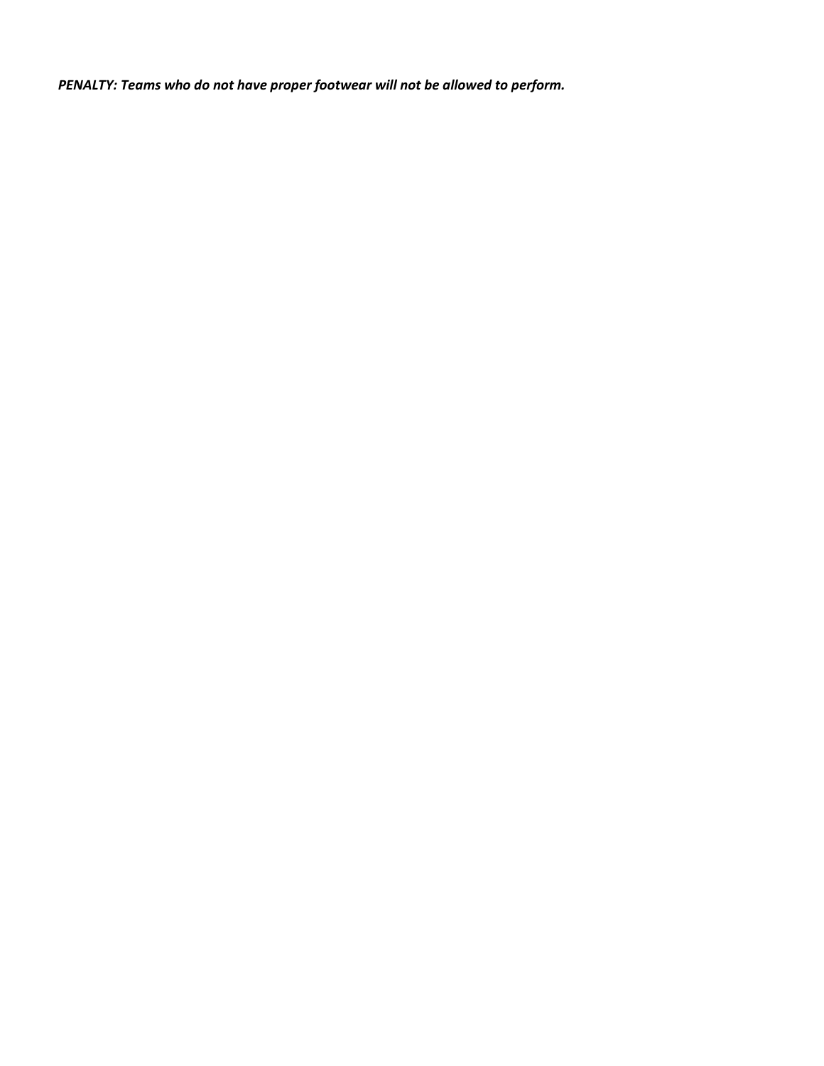***PENALTY: Teams who do not have proper footwear will not be allowed to perform.***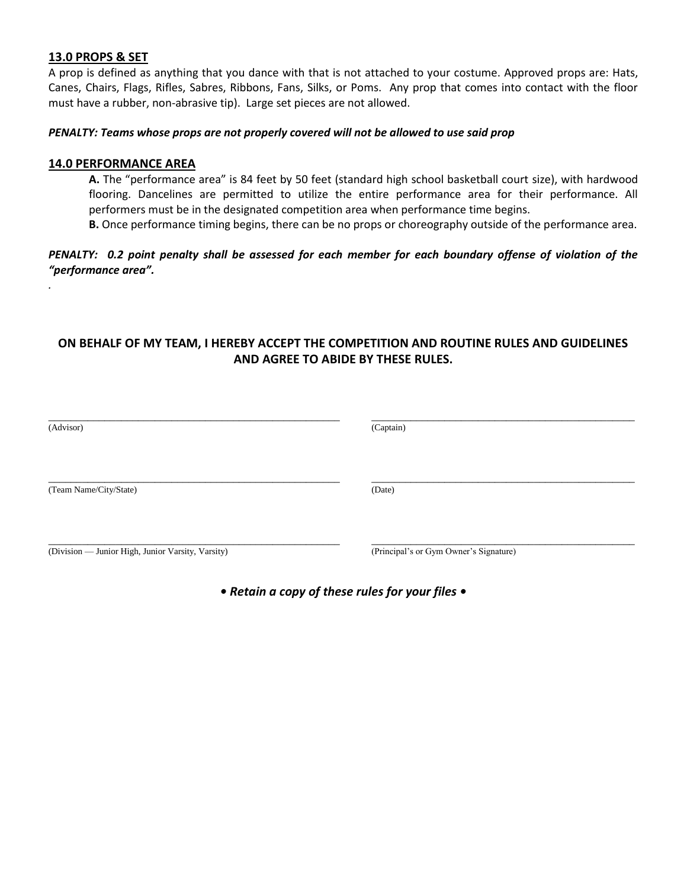## 13.0 PROPS & SET

A prop is defined as anything that you dance with that is not attached to your costume. Approved props are: Hats, Canes, Chairs, Flags, Rifles, Sabres, Ribbons, Fans, Silks, or Poms. Any prop that comes into contact with the floor must have a rubber, non-abrasive tip). Large set pieces are not allowed.

***PENALTY: Teams whose props are not properly covered will not be allowed to use said prop***

## 14.0 PERFORMANCE AREA

**A.** The "performance area" is 84 feet by 50 feet (standard high school basketball court size), with hardwood flooring. Dancelines are permitted to utilize the entire performance area for their performance. All performers must be in the designated competition area when performance time begins.

**B.** Once performance timing begins, there can be no props or choreography outside of the performance area.

***PENALTY: 0.2 point penalty shall be assessed for each member for each boundary offense of violation of the "performance area".***

.

**ON BEHALF OF MY TEAM, I HEREBY ACCEPT THE COMPETITION AND ROUTINE RULES AND GUIDELINES AND AGREE TO ABIDE BY THESE RULES.**

| | |
|---|---|
| ______________________________ (Advisor) | ______________________________ (Captain) |
| ______________________________ (Team Name/City/State) | ______________________________ (Date) |
| ______________________________ (Division — Junior High, Junior Varsity, Varsity) | ______________________________ (Principal's or Gym Owner's Signature) |

***• Retain a copy of these rules for your files •***